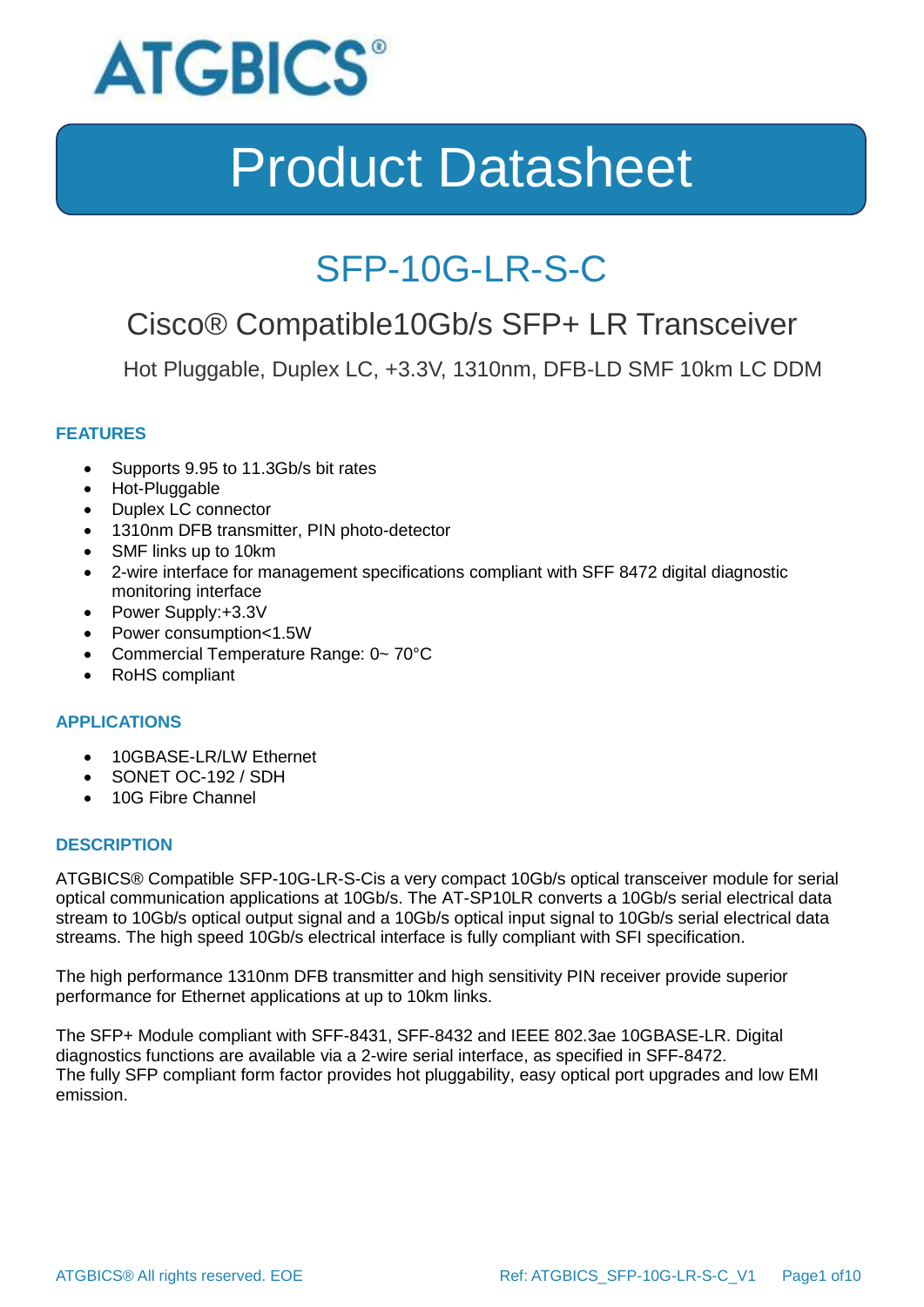ATGBICS®

# Product Datasheet

## SFP-10G-LR-S-C

### Cisco® Compatible10Gb/s SFP+ LR Transceiver

Hot Pluggable, Duplex LC, +3.3V, 1310nm, DFB-LD SMF 10km LC DDM

#### FEATURES

- Supports 9.95 to 11.3Gb/s bit rates
- Hot-Pluggable
- Duplex LC connector
- 1310nm DFB transmitter, PIN photo-detector
- SMF links up to 10km
- 2-wire interface for management specifications compliant with SFF 8472 digital diagnostic monitoring interface
- Power Supply:+3.3V
- Power consumption<1.5W
- Commercial Temperature Range: 0~ 70°C
- RoHS compliant

#### APPLICATIONS

- 10GBASE-LR/LW Ethernet
- SONET OC-192 / SDH
- 10G Fibre Channel

#### DESCRIPTION

ATGBICS® Compatible SFP-10G-LR-S-Cis a very compact 10Gb/s optical transceiver module for serial optical communication applications at 10Gb/s. The AT-SP10LR converts a 10Gb/s serial electrical data stream to 10Gb/s optical output signal and a 10Gb/s optical input signal to 10Gb/s serial electrical data streams. The high speed 10Gb/s electrical interface is fully compliant with SFI specification.

The high performance 1310nm DFB transmitter and high sensitivity PIN receiver provide superior performance for Ethernet applications at up to 10km links.

The SFP+ Module compliant with SFF-8431, SFF-8432 and IEEE 802.3ae 10GBASE-LR. Digital diagnostics functions are available via a 2-wire serial interface, as specified in SFF-8472.
The fully SFP compliant form factor provides hot pluggability, easy optical port upgrades and low EMI emission.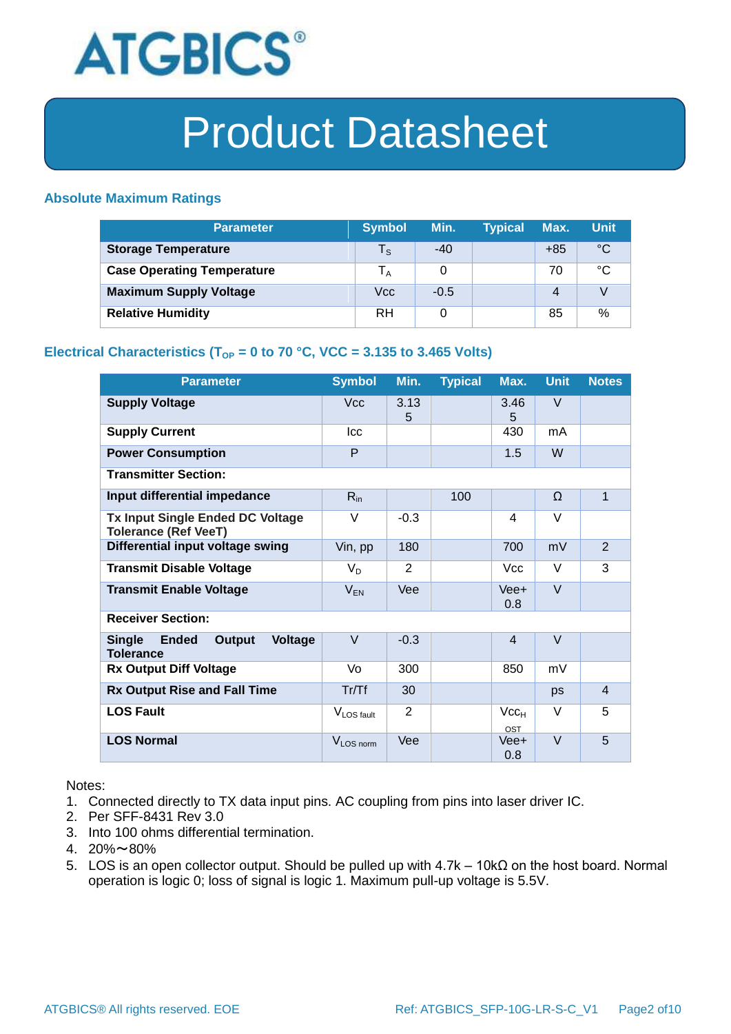# Product Datasheet

### Absolute Maximum Ratings

| Parameter | Symbol | Min. | Typical | Max. | Unit |
|---|---|---|---|---|---|
| **Storage Temperature** | $T_S$ | -40 | | +85 | °C |
| **Case Operating Temperature** | $T_A$ | 0 | | 70 | °C |
| **Maximum Supply Voltage** | Vcc | -0.5 | | 4 | V |
| **Relative Humidity** | RH | 0 | | 85 | % |

### Electrical Characteristics ($T_{OP}$ = 0 to 70 °C, VCC = 3.135 to 3.465 Volts)

| Parameter | Symbol | Min. | Typical | Max. | Unit | Notes |
|---|---|---|---|---|---|---|
| **Supply Voltage** | Vcc | 3.135 | | 3.465 | V | |
| **Supply Current** | Icc | | | 430 | mA | |
| **Power Consumption** | P | | | 1.5 | W | |
| **Transmitter Section:** | | | | | | |
| **Input differential impedance** | $R_{in}$ | | 100 | | Ω | 1 |
| **Tx Input Single Ended DC Voltage Tolerance (Ref VeeT)** | V | -0.3 | | 4 | V | |
| **Differential input voltage swing** | Vin, pp | 180 | | 700 | mV | 2 |
| **Transmit Disable Voltage** | $V_D$ | 2 | | Vcc | V | 3 |
| **Transmit Enable Voltage** | $V_{EN}$ | Vee | | Vee+ 0.8 | V | |
| **Receiver Section:** | | | | | | |
| **Single Ended Output Voltage Tolerance** | V | -0.3 | | 4 | V | |
| **Rx Output Diff Voltage** | Vo | 300 | | 850 | mV | |
| **Rx Output Rise and Fall Time** | Tr/Tf | 30 | | | ps | 4 |
| **LOS Fault** | $V_{LOS\ fault}$ | 2 | | $Vcc_{HOST}$ | V | 5 |
| **LOS Normal** | $V_{LOS\ norm}$ | Vee | | Vee+ 0.8 | V | 5 |

Notes:
1. Connected directly to TX data input pins. AC coupling from pins into laser driver IC.
2. Per SFF-8431 Rev 3.0
3. Into 100 ohms differential termination.
4. 20%～80%
5. LOS is an open collector output. Should be pulled up with 4.7k – 10kΩ on the host board. Normal operation is logic 0; loss of signal is logic 1. Maximum pull-up voltage is 5.5V.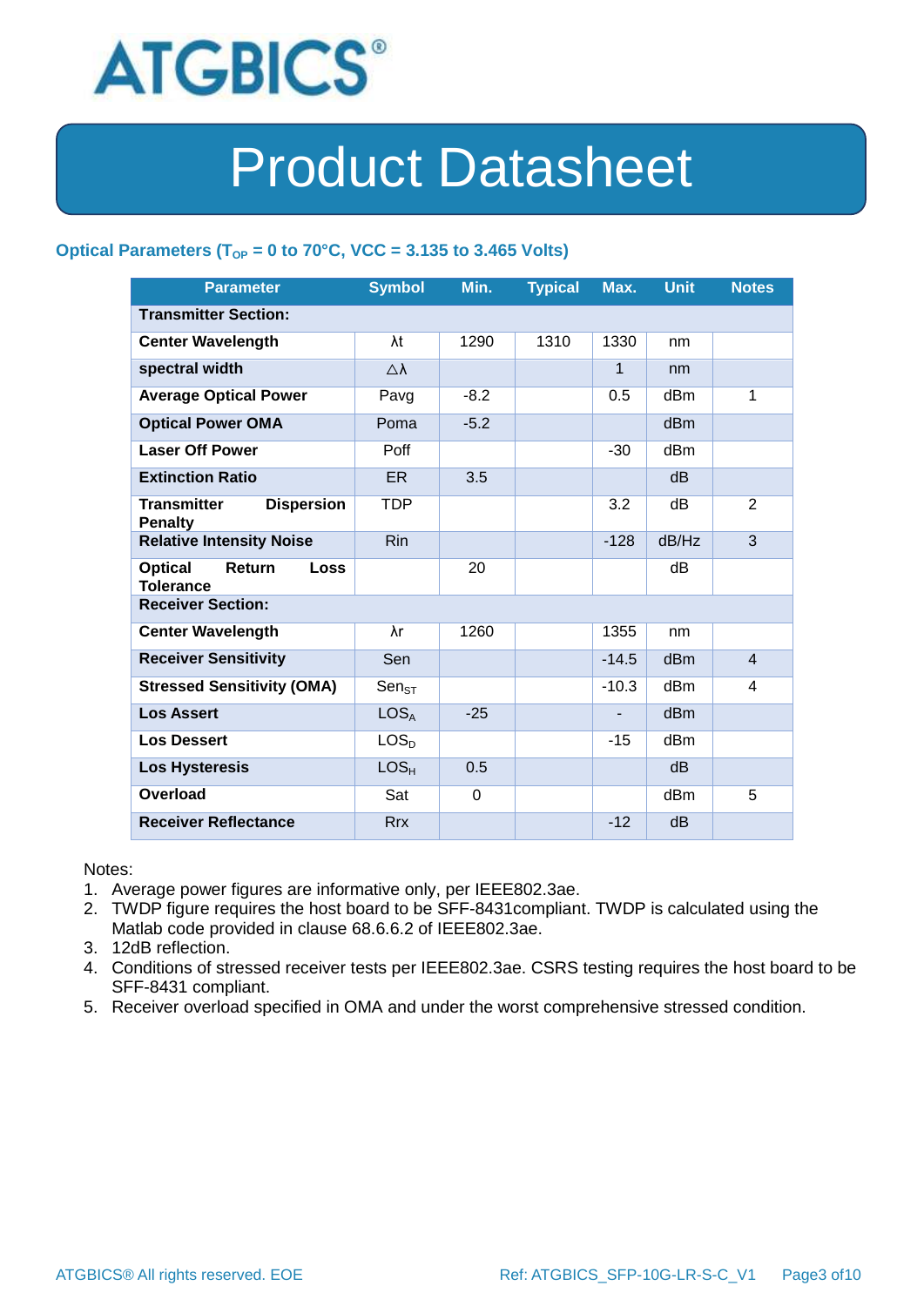# ATGBICS®

# Product Datasheet

### Optical Parameters ($T_{OP}$ = 0 to 70°C, VCC = 3.135 to 3.465 Volts)

| Parameter | Symbol | Min. | Typical | Max. | Unit | Notes |
|---|---|---|---|---|---|---|
| **Transmitter Section:** | | | | | | |
| **Center Wavelength** | λt | 1290 | 1310 | 1330 | nm | |
| **spectral width** | △λ | | | 1 | nm | |
| **Average Optical Power** | Pavg | -8.2 | | 0.5 | dBm | 1 |
| **Optical Power OMA** | Poma | -5.2 | | | dBm | |
| **Laser Off Power** | Poff | | | -30 | dBm | |
| **Extinction Ratio** | ER | 3.5 | | | dB | |
| **Transmitter Dispersion Penalty** | TDP | | | 3.2 | dB | 2 |
| **Relative Intensity Noise** | Rin | | | -128 | dB/Hz | 3 |
| **Optical Return Loss Tolerance** | | 20 | | | dB | |
| **Receiver Section:** | | | | | | |
| **Center Wavelength** | λr | 1260 | | 1355 | nm | |
| **Receiver Sensitivity** | Sen | | | -14.5 | dBm | 4 |
| **Stressed Sensitivity (OMA)** | $Sen_{ST}$ | | | -10.3 | dBm | 4 |
| **Los Assert** | $LOS_A$ | -25 | | - | dBm | |
| **Los Dessert** | $LOS_D$ | | | -15 | dBm | |
| **Los Hysteresis** | $LOS_H$ | 0.5 | | | dB | |
| **Overload** | Sat | 0 | | | dBm | 5 |
| **Receiver Reflectance** | Rrx | | | -12 | dB | |

Notes:

1. Average power figures are informative only, per IEEE802.3ae.
2. TWDP figure requires the host board to be SFF-8431compliant. TWDP is calculated using the Matlab code provided in clause 68.6.6.2 of IEEE802.3ae.
3. 12dB reflection.
4. Conditions of stressed receiver tests per IEEE802.3ae. CSRS testing requires the host board to be SFF-8431 compliant.
5. Receiver overload specified in OMA and under the worst comprehensive stressed condition.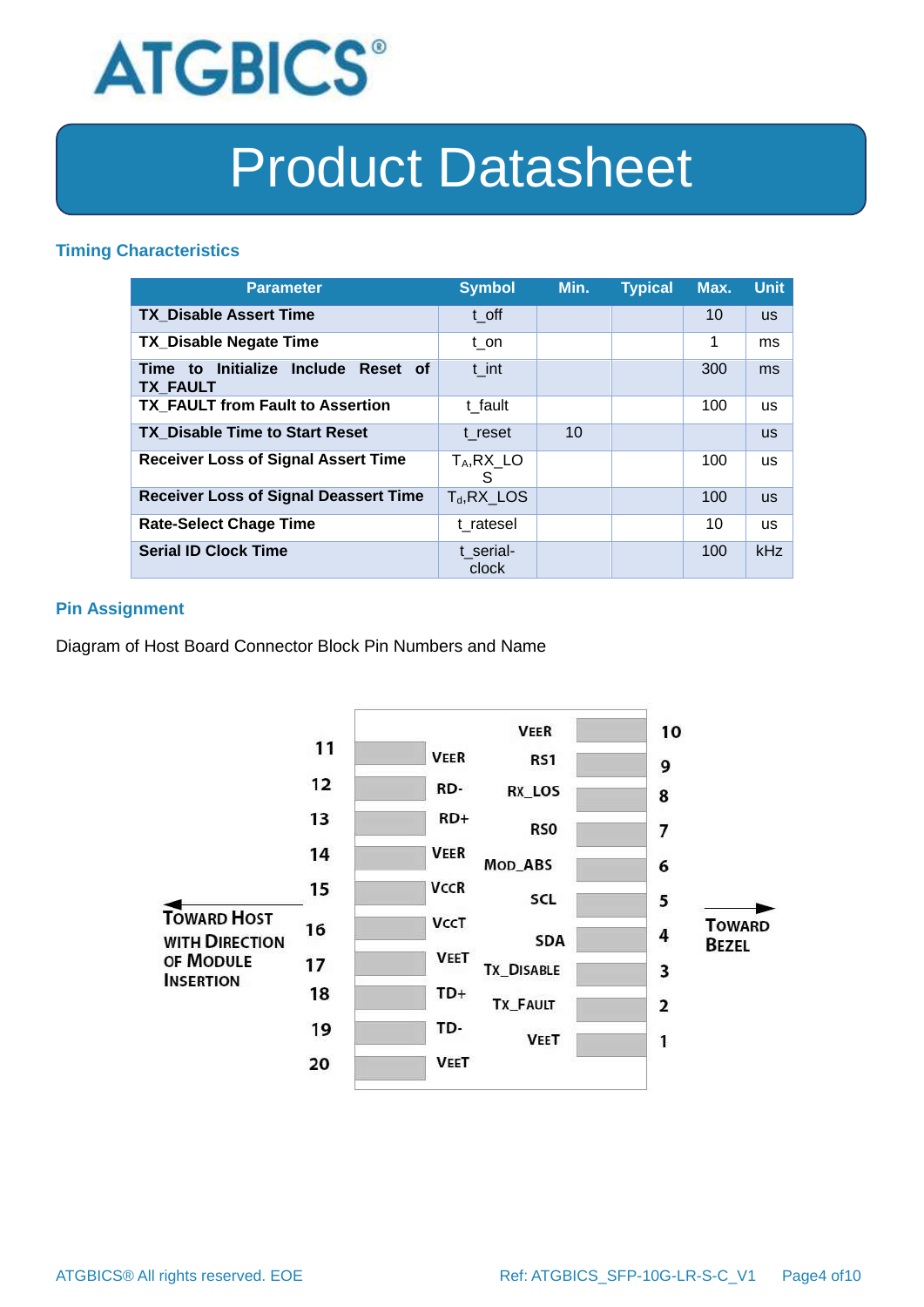## Timing Characteristics

| Parameter | Symbol | Min. | Typical | Max. | Unit |
|---|---|---|---|---|---|
| **TX_Disable Assert Time** | t_off | | | 10 | us |
| **TX_Disable Negate Time** | t_on | | | 1 | ms |
| **Time to Initialize Include Reset of TX_FAULT** | t_int | | | 300 | ms |
| **TX_FAULT from Fault to Assertion** | t_fault | | | 100 | us |
| **TX_Disable Time to Start Reset** | t_reset | 10 | | | us |
| **Receiver Loss of Signal Assert Time** | $T_A$,RX_LOS | | | 100 | us |
| **Receiver Loss of Signal Deassert Time** | $T_d$,RX_LOS | | | 100 | us |
| **Rate-Select Chage Time** | t_ratesel | | | 10 | us |
| **Serial ID Clock Time** | t_serial-clock | | | 100 | kHz |

## Pin Assignment

Diagram of Host Board Connector Block Pin Numbers and Name

11 VEER
12 RD-
13 RD+
14 VEER
15 VCCR
16 VCCT
17 VEET
18 TD+
19 TD-
20 VEET

10 VEER
9 RS1
8 RX_LOS
7 RS0
6 MOD_ABS
5 SCL
4 SDA
3 TX_DISABLE
2 TX_FAULT
1 VEET

TOWARD HOST WITH DIRECTION OF MODULE INSERTION

TOWARD BEZEL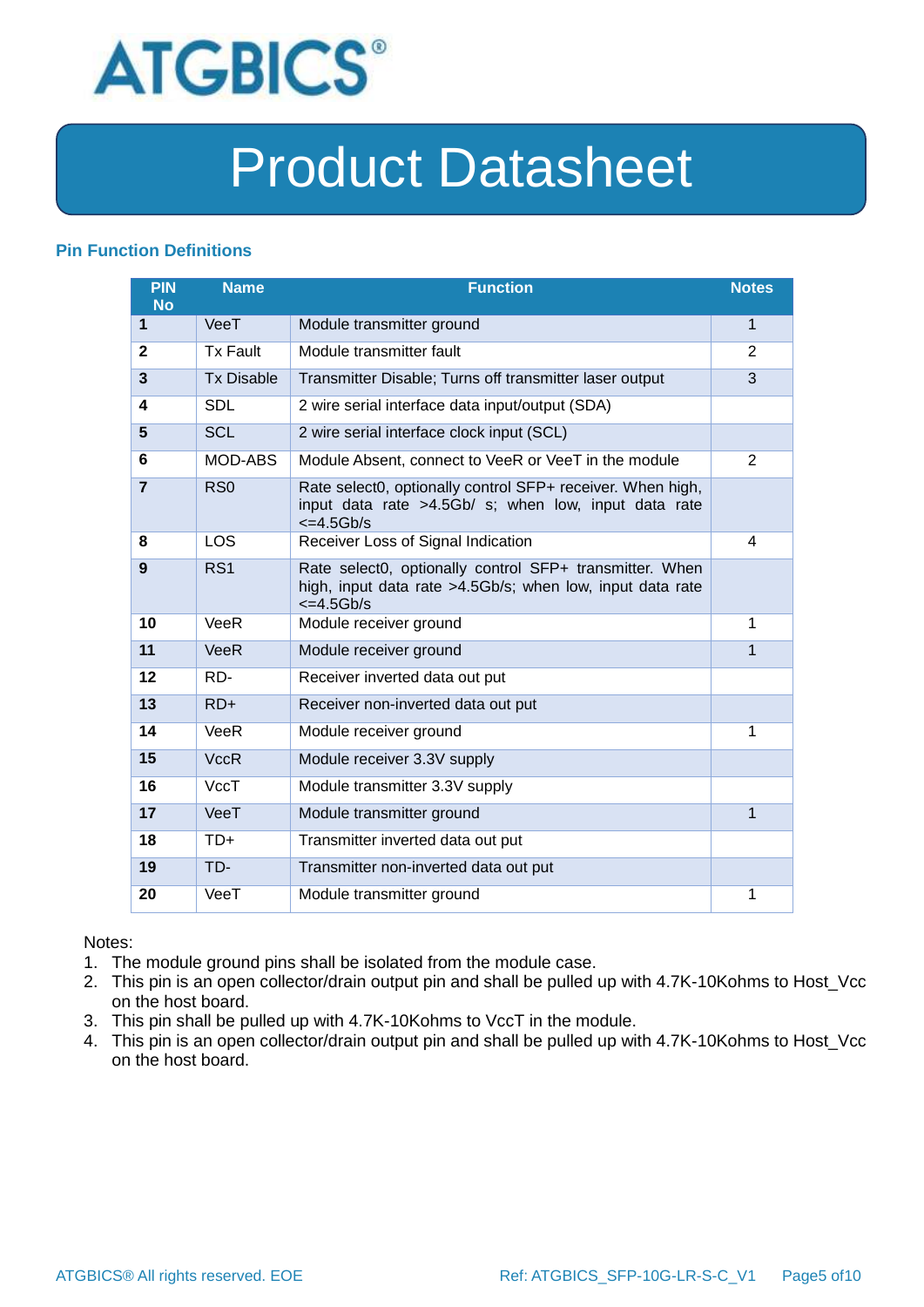## Pin Function Definitions

| PIN No | Name | Function | Notes |
|---|---|---|---|
| **1** | VeeT | Module transmitter ground | 1 |
| **2** | Tx Fault | Module transmitter fault | 2 |
| **3** | Tx Disable | Transmitter Disable; Turns off transmitter laser output | 3 |
| **4** | SDL | 2 wire serial interface data input/output (SDA) | |
| **5** | SCL | 2 wire serial interface clock input (SCL) | |
| **6** | MOD-ABS | Module Absent, connect to VeeR or VeeT in the module | 2 |
| **7** | RS0 | Rate select0, optionally control SFP+ receiver. When high, input data rate >4.5Gb/ s; when low, input data rate <=4.5Gb/s | |
| **8** | LOS | Receiver Loss of Signal Indication | 4 |
| **9** | RS1 | Rate select0, optionally control SFP+ transmitter. When high, input data rate >4.5Gb/s; when low, input data rate <=4.5Gb/s | |
| **10** | VeeR | Module receiver ground | 1 |
| **11** | VeeR | Module receiver ground | 1 |
| **12** | RD- | Receiver inverted data out put | |
| **13** | RD+ | Receiver non-inverted data out put | |
| **14** | VeeR | Module receiver ground | 1 |
| **15** | VccR | Module receiver 3.3V supply | |
| **16** | VccT | Module transmitter 3.3V supply | |
| **17** | VeeT | Module transmitter ground | 1 |
| **18** | TD+ | Transmitter inverted data out put | |
| **19** | TD- | Transmitter non-inverted data out put | |
| **20** | VeeT | Module transmitter ground | 1 |

Notes:

1. The module ground pins shall be isolated from the module case.
2. This pin is an open collector/drain output pin and shall be pulled up with 4.7K-10Kohms to Host_Vcc on the host board.
3. This pin shall be pulled up with 4.7K-10Kohms to VccT in the module.
4. This pin is an open collector/drain output pin and shall be pulled up with 4.7K-10Kohms to Host_Vcc on the host board.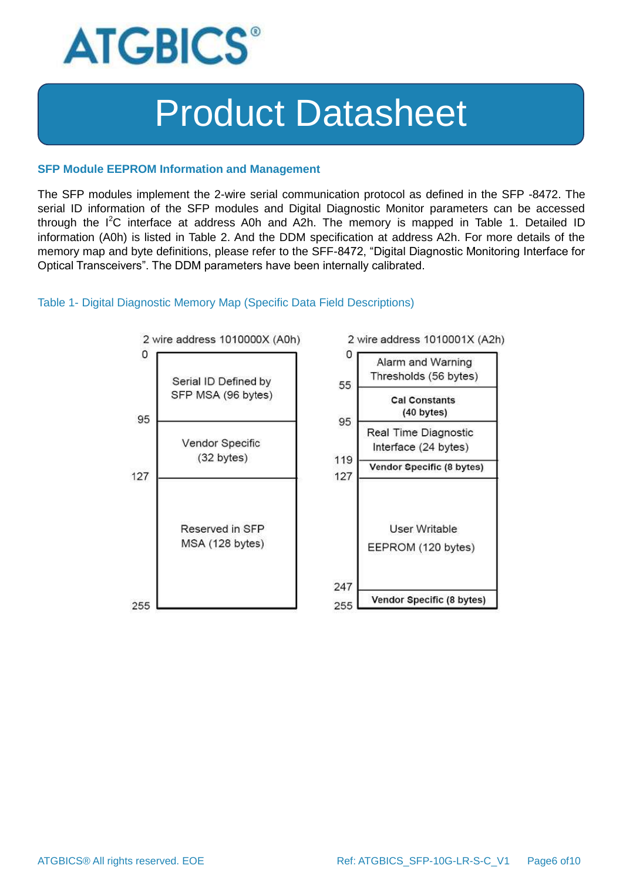## SFP Module EEPROM Information and Management

The SFP modules implement the 2-wire serial communication protocol as defined in the SFP -8472. The serial ID information of the SFP modules and Digital Diagnostic Monitor parameters can be accessed through the $I^2C$ interface at address A0h and A2h. The memory is mapped in Table 1. Detailed ID information (A0h) is listed in Table 2. And the DDM specification at address A2h. For more details of the memory map and byte definitions, please refer to the SFF-8472, "Digital Diagnostic Monitoring Interface for Optical Transceivers". The DDM parameters have been internally calibrated.

Table 1- Digital Diagnostic Memory Map (Specific Data Field Descriptions)

2 wire address 1010000X (A0h)

0
Serial ID Defined by SFP MSA (96 bytes)
95
Vendor Specific (32 bytes)
127
Reserved in SFP MSA (128 bytes)
255

2 wire address 1010001X (A2h)

0
Alarm and Warning Thresholds (56 bytes)
55
Cal Constants (40 bytes)
95
Real Time Diagnostic Interface (24 bytes)
119
Vendor Specific (8 bytes)
127
User Writable EEPROM (120 bytes)
247
Vendor Specific (8 bytes)
255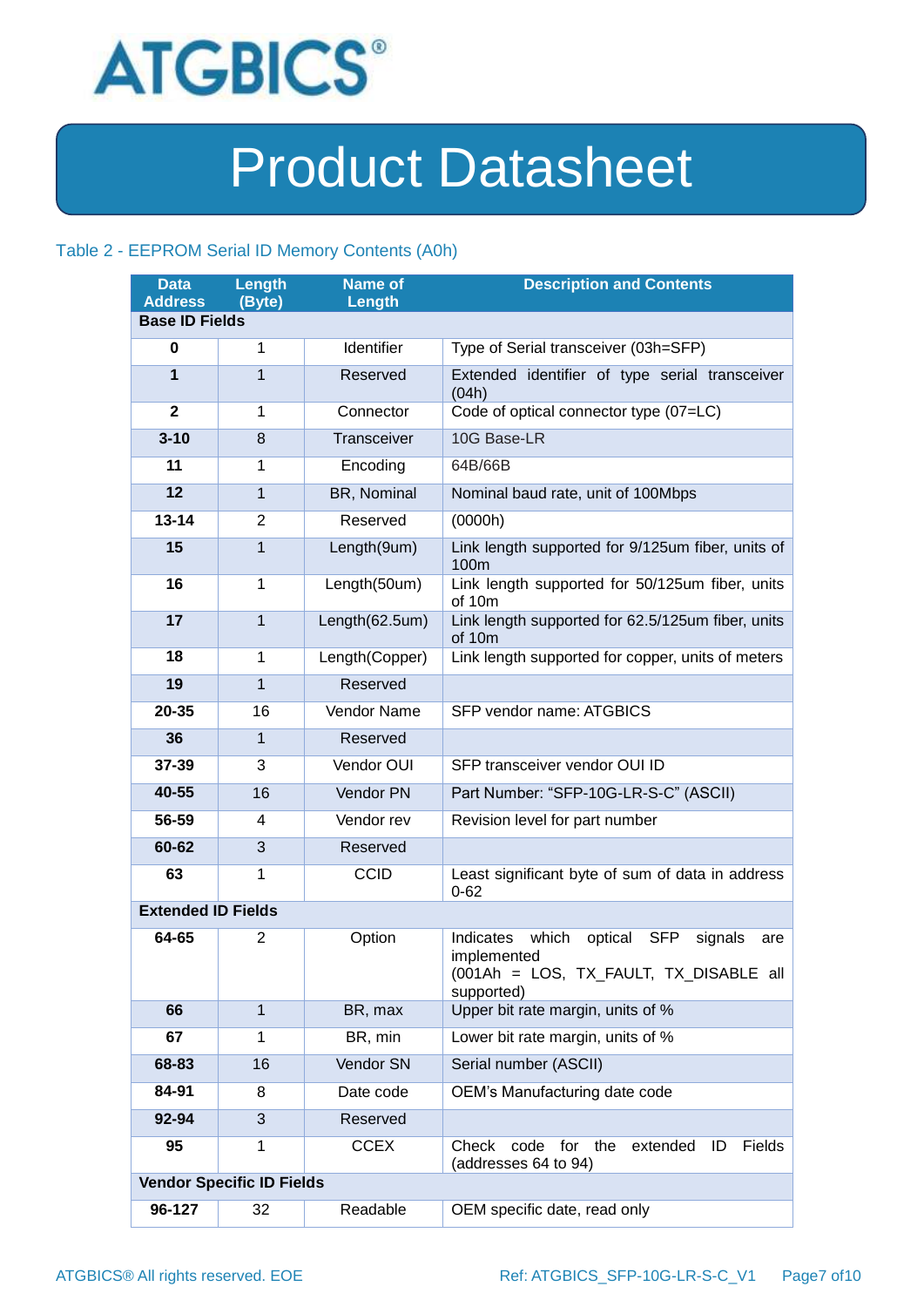Table 2 - EEPROM Serial ID Memory Contents (A0h)

| Data Address | Length (Byte) | Name of Length | Description and Contents |
|---|---|---|---|
| **Base ID Fields** | | | |
| **0** | 1 | Identifier | Type of Serial transceiver (03h=SFP) |
| **1** | 1 | Reserved | Extended identifier of type serial transceiver (04h) |
| **2** | 1 | Connector | Code of optical connector type (07=LC) |
| **3-10** | 8 | Transceiver | 10G Base-LR |
| **11** | 1 | Encoding | 64B/66B |
| **12** | 1 | BR, Nominal | Nominal baud rate, unit of 100Mbps |
| **13-14** | 2 | Reserved | (0000h) |
| **15** | 1 | Length(9um) | Link length supported for 9/125um fiber, units of 100m |
| **16** | 1 | Length(50um) | Link length supported for 50/125um fiber, units of 10m |
| **17** | 1 | Length(62.5um) | Link length supported for 62.5/125um fiber, units of 10m |
| **18** | 1 | Length(Copper) | Link length supported for copper, units of meters |
| **19** | 1 | Reserved | |
| **20-35** | 16 | Vendor Name | SFP vendor name: ATGBICS |
| **36** | 1 | Reserved | |
| **37-39** | 3 | Vendor OUI | SFP transceiver vendor OUI ID |
| **40-55** | 16 | Vendor PN | Part Number: "SFP-10G-LR-S-C" (ASCII) |
| **56-59** | 4 | Vendor rev | Revision level for part number |
| **60-62** | 3 | Reserved | |
| **63** | 1 | CCID | Least significant byte of sum of data in address 0-62 |
| **Extended ID Fields** | | | |
| **64-65** | 2 | Option | Indicates which optical SFP signals are implemented (001Ah = LOS, TX_FAULT, TX_DISABLE all supported) |
| **66** | 1 | BR, max | Upper bit rate margin, units of % |
| **67** | 1 | BR, min | Lower bit rate margin, units of % |
| **68-83** | 16 | Vendor SN | Serial number (ASCII) |
| **84-91** | 8 | Date code | OEM's Manufacturing date code |
| **92-94** | 3 | Reserved | |
| **95** | 1 | CCEX | Check code for the extended ID Fields (addresses 64 to 94) |
| **Vendor Specific ID Fields** | | | |
| **96-127** | 32 | Readable | OEM specific date, read only |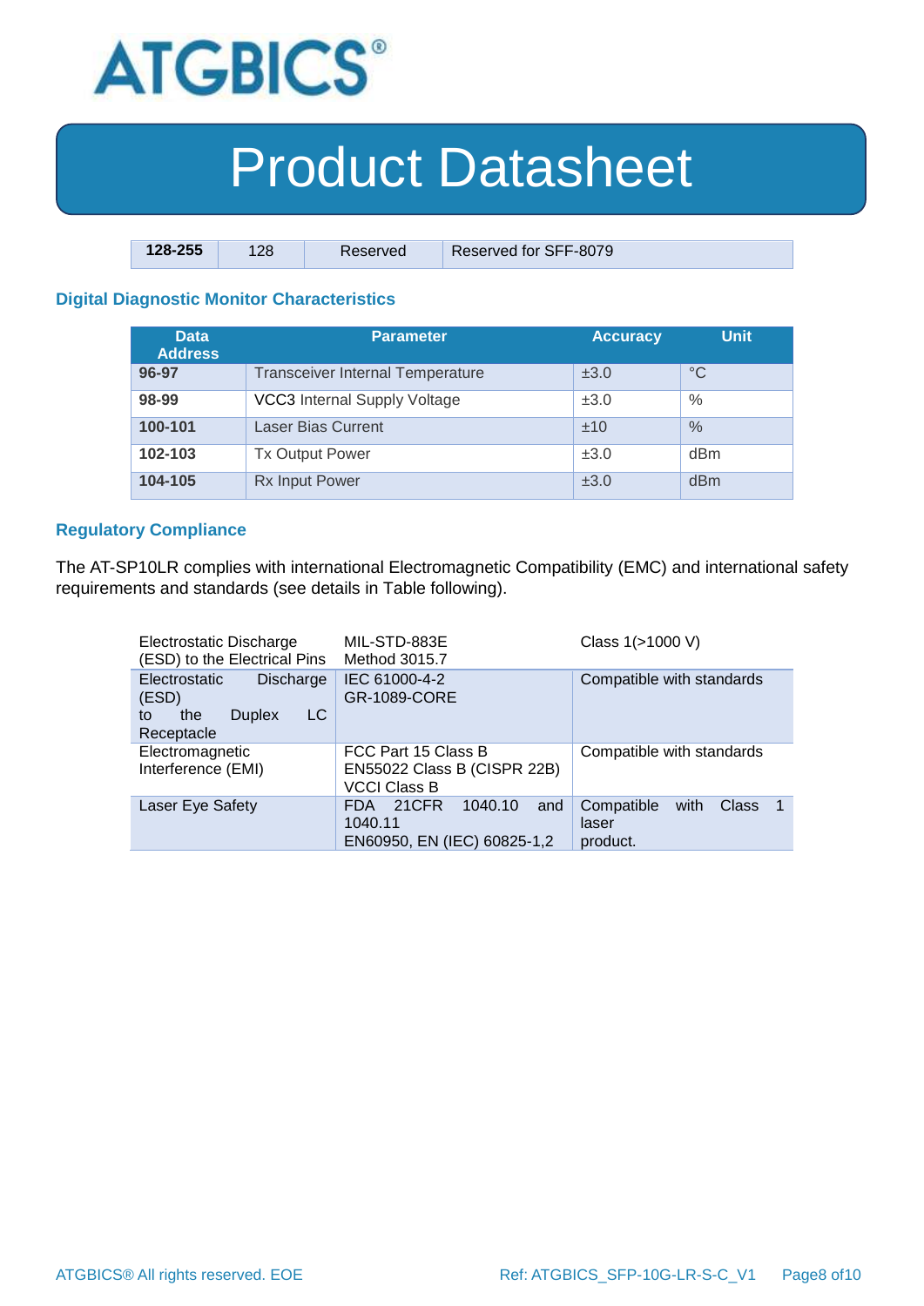| | | | |
|---|---|---|---|
| **128-255** | 128 | Reserved | Reserved for SFF-8079 |

### Digital Diagnostic Monitor Characteristics

| Data Address | Parameter | Accuracy | Unit |
|---|---|---|---|
| **96-97** | Transceiver Internal Temperature | ±3.0 | °C |
| **98-99** | VCC3 Internal Supply Voltage | ±3.0 | % |
| **100-101** | Laser Bias Current | ±10 | % |
| **102-103** | Tx Output Power | ±3.0 | dBm |
| **104-105** | Rx Input Power | ±3.0 | dBm |

### Regulatory Compliance

The AT-SP10LR complies with international Electromagnetic Compatibility (EMC) and international safety requirements and standards (see details in Table following).

| | | |
|---|---|---|
| Electrostatic Discharge (ESD) to the Electrical Pins | MIL-STD-883E Method 3015.7 | Class 1(>1000 V) |
| Electrostatic Discharge (ESD) to the Duplex LC Receptacle | IEC 61000-4-2 GR-1089-CORE | Compatible with standards |
| Electromagnetic Interference (EMI) | FCC Part 15 Class B EN55022 Class B (CISPR 22B) VCCI Class B | Compatible with standards |
| Laser Eye Safety | FDA 21CFR 1040.10 and 1040.11 EN60950, EN (IEC) 60825-1,2 | Compatible with Class 1 laser product. |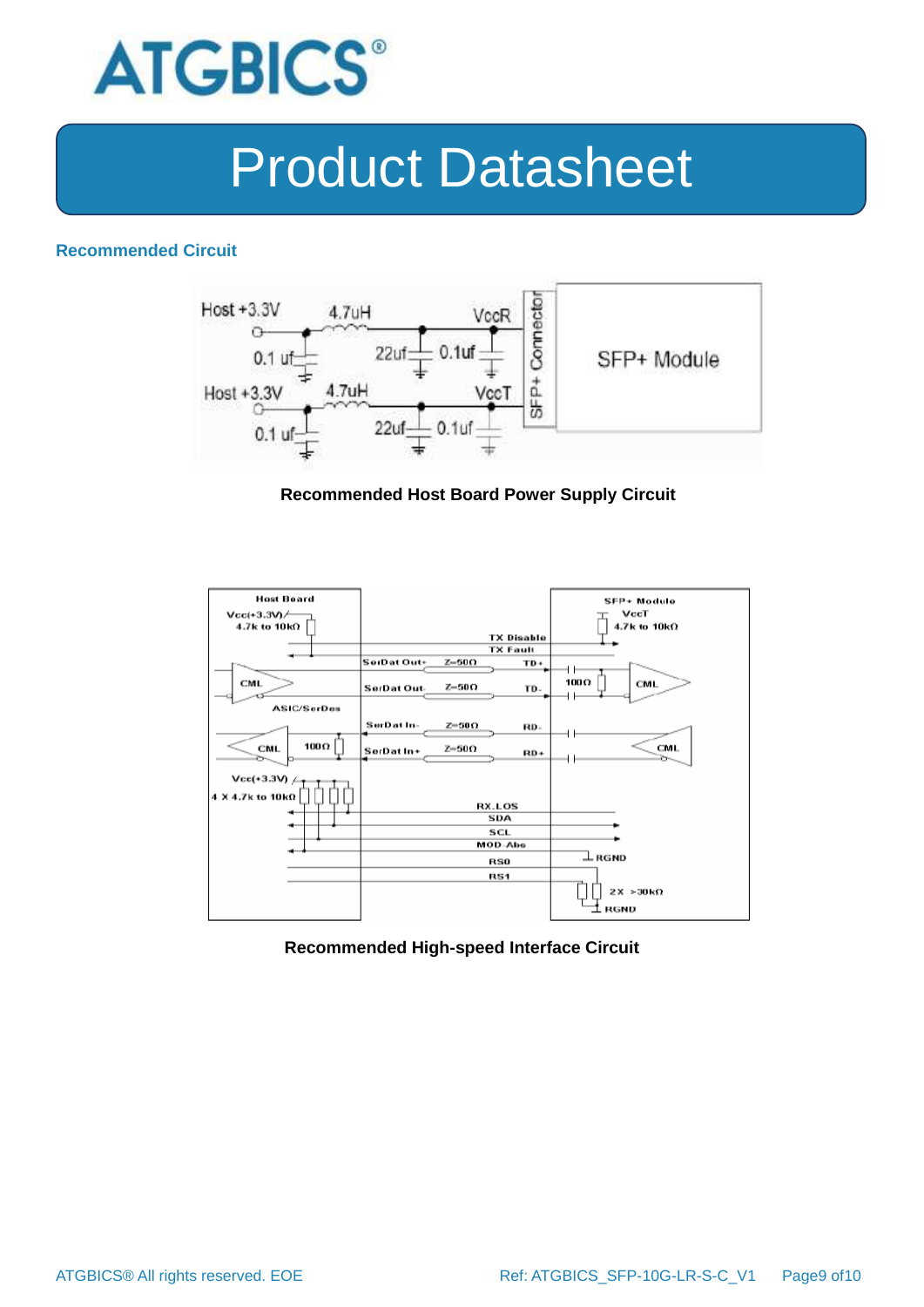### Recommended Circuit

Host +3.3V
4.7uH
VccR
0.1 uf
22uf
0.1uf
Host +3.3V
4.7uH
VccT
0.1 uf
22uf
0.1uf
SFP+ Connector
SFP+ Module

**Recommended Host Board Power Supply Circuit**

Host Board
Vcc(+3.3V)
4.7k to 10kΩ
SFP+ Module
VccT
4.7k to 10kΩ
TX Disable
TX Fault
SerDat Out+
Z=50Ω
TD+
CML
100Ω
CML
SerDat Out-
Z=50Ω
TD-
ASIC/SerDes
SerDat In-
Z=50Ω
RD-
CML
100Ω
SerDat In+
Z=50Ω
RD+
CML
Vcc(+3.3V)
4 X 4.7k to 10kΩ
RX_LOS
SDA
SCL
MOD_Abs
RGND
RS0
RS1
2X >30kΩ
RGND

**Recommended High-speed Interface Circuit**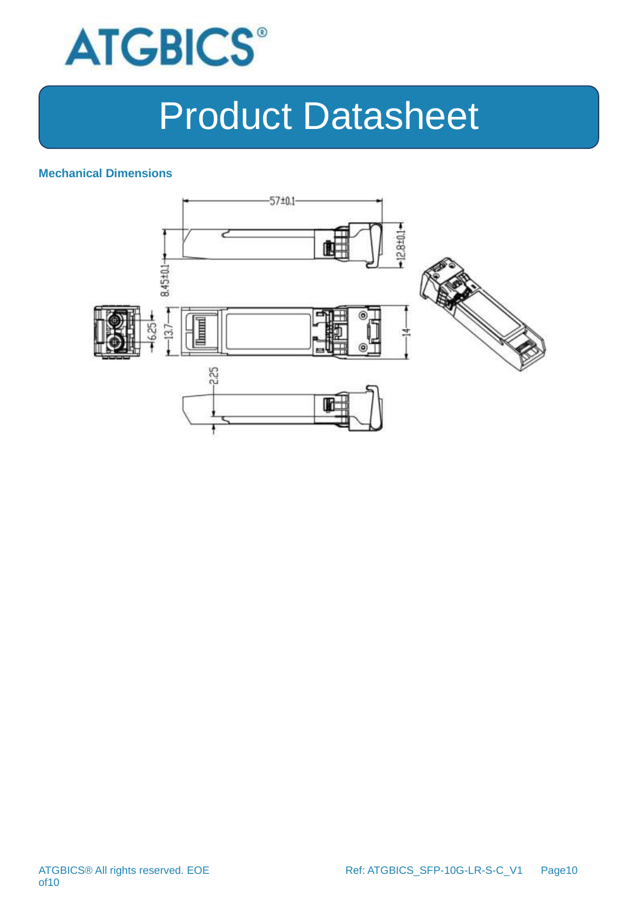## Mechanical Dimensions

57±0.1

12.8±0.1

8.45±0.1

6.25

13.7

14

2.25